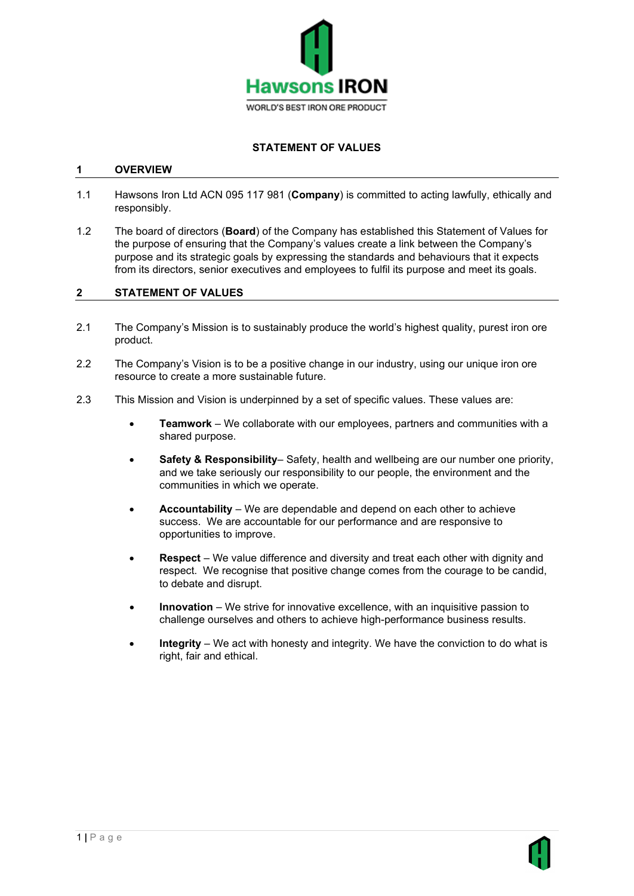Hawsons IRON

WORLD'S BEST IRON ORE PRODUCT

# STATEMENT OF VALUES

## 1 OVERVIEW

1.1 Hawsons Iron Ltd ACN 095 117 981 (**Company**) is committed to acting lawfully, ethically and responsibly.

1.2 The board of directors (**Board**) of the Company has established this Statement of Values for the purpose of ensuring that the Company's values create a link between the Company's purpose and its strategic goals by expressing the standards and behaviours that it expects from its directors, senior executives and employees to fulfil its purpose and meet its goals.

## 2 STATEMENT OF VALUES

2.1 The Company's Mission is to sustainably produce the world's highest quality, purest iron ore product.

2.2 The Company's Vision is to be a positive change in our industry, using our unique iron ore resource to create a more sustainable future.

2.3 This Mission and Vision is underpinned by a set of specific values. These values are:

- **Teamwork** – We collaborate with our employees, partners and communities with a shared purpose.
- **Safety & Responsibility**– Safety, health and wellbeing are our number one priority, and we take seriously our responsibility to our people, the environment and the communities in which we operate.
- **Accountability** – We are dependable and depend on each other to achieve success. We are accountable for our performance and are responsive to opportunities to improve.
- **Respect** – We value difference and diversity and treat each other with dignity and respect. We recognise that positive change comes from the courage to be candid, to debate and disrupt.
- **Innovation** – We strive for innovative excellence, with an inquisitive passion to challenge ourselves and others to achieve high-performance business results.
- **Integrity** – We act with honesty and integrity. We have the conviction to do what is right, fair and ethical.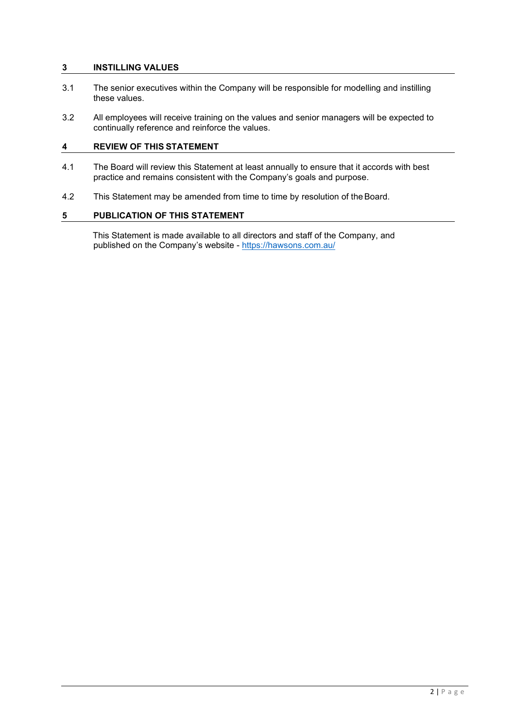## 3 INSTILLING VALUES

3.1 The senior executives within the Company will be responsible for modelling and instilling these values.

3.2 All employees will receive training on the values and senior managers will be expected to continually reference and reinforce the values.

## 4 REVIEW OF THIS STATEMENT

4.1 The Board will review this Statement at least annually to ensure that it accords with best practice and remains consistent with the Company's goals and purpose.

4.2 This Statement may be amended from time to time by resolution of the Board.

## 5 PUBLICATION OF THIS STATEMENT

This Statement is made available to all directors and staff of the Company, and published on the Company's website - [https://hawsons.com.au/](https://hawsons.com.au/)